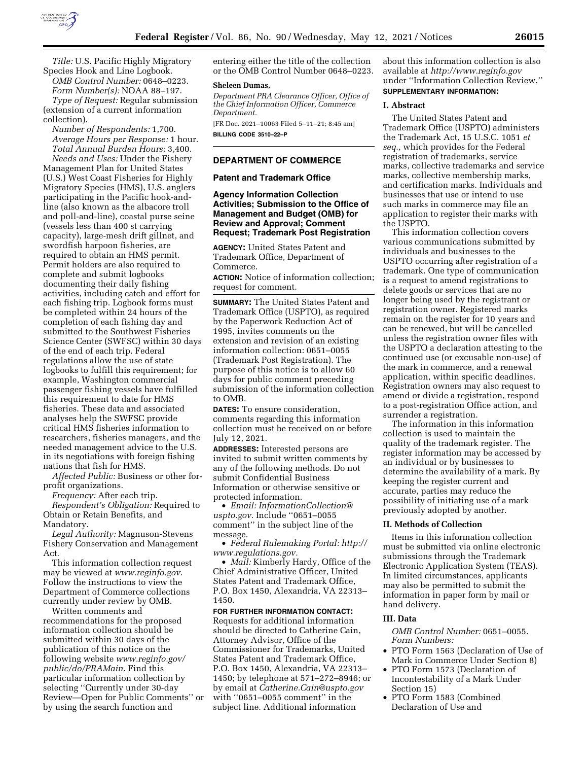*Title:* U.S. Pacific Highly Migratory Species Hook and Line Logbook.

*OMB Control Number:* 0648–0223.

*Form Number(s):* NOAA 88–197.

*Type of Request:* Regular submission (extension of a current information collection).

*Number of Respondents:* 1,700.

*Average Hours per Response:* 1 hour.

*Total Annual Burden Hours:* 3,400.

*Needs and Uses:* Under the Fishery Management Plan for United States (U.S.) West Coast Fisheries for Highly Migratory Species (HMS), U.S. anglers participating in the Pacific hook-and-line (also known as the albacore troll and poll-and-line), coastal purse seine (vessels less than 400 st carrying capacity), large-mesh drift gillnet, and swordfish harpoon fisheries, are required to obtain an HMS permit. Permit holders are also required to complete and submit logbooks documenting their daily fishing activities, including catch and effort for each fishing trip. Logbook forms must be completed within 24 hours of the completion of each fishing day and submitted to the Southwest Fisheries Science Center (SWFSC) within 30 days of the end of each trip. Federal regulations allow the use of state logbooks to fulfill this requirement; for example, Washington commercial passenger fishing vessels have fulfilled this requirement to date for HMS fisheries. These data and associated analyses help the SWFSC provide critical HMS fisheries information to researchers, fisheries managers, and the needed management advice to the U.S. in its negotiations with foreign fishing nations that fish for HMS.

*Affected Public:* Business or other for-profit organizations.

*Frequency:* After each trip.

*Respondent's Obligation:* Required to Obtain or Retain Benefits, and Mandatory.

*Legal Authority:* Magnuson-Stevens Fishery Conservation and Management Act.

This information collection request may be viewed at *www.reginfo.gov*. Follow the instructions to view the Department of Commerce collections currently under review by OMB.

Written comments and recommendations for the proposed information collection should be submitted within 30 days of the publication of this notice on the following website *www.reginfo.gov/public/do/PRAMain*. Find this particular information collection by selecting ''Currently under 30-day Review—Open for Public Comments'' or by using the search function and entering either the title of the collection or the OMB Control Number 0648–0223.

**Sheleen Dumas,**

*Department PRA Clearance Officer, Office of the Chief Information Officer, Commerce Department.*

[FR Doc. 2021–10063 Filed 5–11–21; 8:45 am]

**BILLING CODE 3510–22–P**

---

**DEPARTMENT OF COMMERCE**

**Patent and Trademark Office**

**Agency Information Collection Activities; Submission to the Office of Management and Budget (OMB) for Review and Approval; Comment Request; Trademark Post Registration**

**AGENCY:** United States Patent and Trademark Office, Department of Commerce.

**ACTION:** Notice of information collection; request for comment.

**SUMMARY:** The United States Patent and Trademark Office (USPTO), as required by the Paperwork Reduction Act of 1995, invites comments on the extension and revision of an existing information collection: 0651–0055 (Trademark Post Registration). The purpose of this notice is to allow 60 days for public comment preceding submission of the information collection to OMB.

**DATES:** To ensure consideration, comments regarding this information collection must be received on or before July 12, 2021.

**ADDRESSES:** Interested persons are invited to submit written comments by any of the following methods. Do not submit Confidential Business Information or otherwise sensitive or protected information.

- *Email: InformationCollection@uspto.gov*. Include ''0651–0055 comment'' in the subject line of the message.
- *Federal Rulemaking Portal: http://www.regulations.gov*.
- *Mail:* Kimberly Hardy, Office of the Chief Administrative Officer, United States Patent and Trademark Office, P.O. Box 1450, Alexandria, VA 22313–1450.

**FOR FURTHER INFORMATION CONTACT:** Requests for additional information should be directed to Catherine Cain, Attorney Advisor, Office of the Commissioner for Trademarks, United States Patent and Trademark Office, P.O. Box 1450, Alexandria, VA 22313–1450; by telephone at 571–272–8946; or by email at *Catherine.Cain@uspto.gov* with ''0651–0055 comment'' in the subject line. Additional information about this information collection is also available at *http://www.reginfo.gov* under ''Information Collection Review.''

**SUPPLEMENTARY INFORMATION:**

**I. Abstract**

The United States Patent and Trademark Office (USPTO) administers the Trademark Act, 15 U.S.C. 1051 *et seq.,* which provides for the Federal registration of trademarks, service marks, collective trademarks and service marks, collective membership marks, and certification marks. Individuals and businesses that use or intend to use such marks in commerce may file an application to register their marks with the USPTO.

This information collection covers various communications submitted by individuals and businesses to the USPTO occurring after registration of a trademark. One type of communication is a request to amend registrations to delete goods or services that are no longer being used by the registrant or registration owner. Registered marks remain on the register for 10 years and can be renewed, but will be cancelled unless the registration owner files with the USPTO a declaration attesting to the continued use (or excusable non-use) of the mark in commerce, and a renewal application, within specific deadlines. Registration owners may also request to amend or divide a registration, respond to a post-registration Office action, and surrender a registration.

The information in this information collection is used to maintain the quality of the trademark register. The register information may be accessed by an individual or by businesses to determine the availability of a mark. By keeping the register current and accurate, parties may reduce the possibility of initiating use of a mark previously adopted by another.

**II. Methods of Collection**

Items in this information collection must be submitted via online electronic submissions through the Trademark Electronic Application System (TEAS). In limited circumstances, applicants may also be permitted to submit the information in paper form by mail or hand delivery.

**III. Data**

*OMB Control Number:* 0651–0055.

*Form Numbers:*

- PTO Form 1563 (Declaration of Use of Mark in Commerce Under Section 8)
- PTO Form 1573 (Declaration of Incontestability of a Mark Under Section 15)
- PTO Form 1583 (Combined Declaration of Use and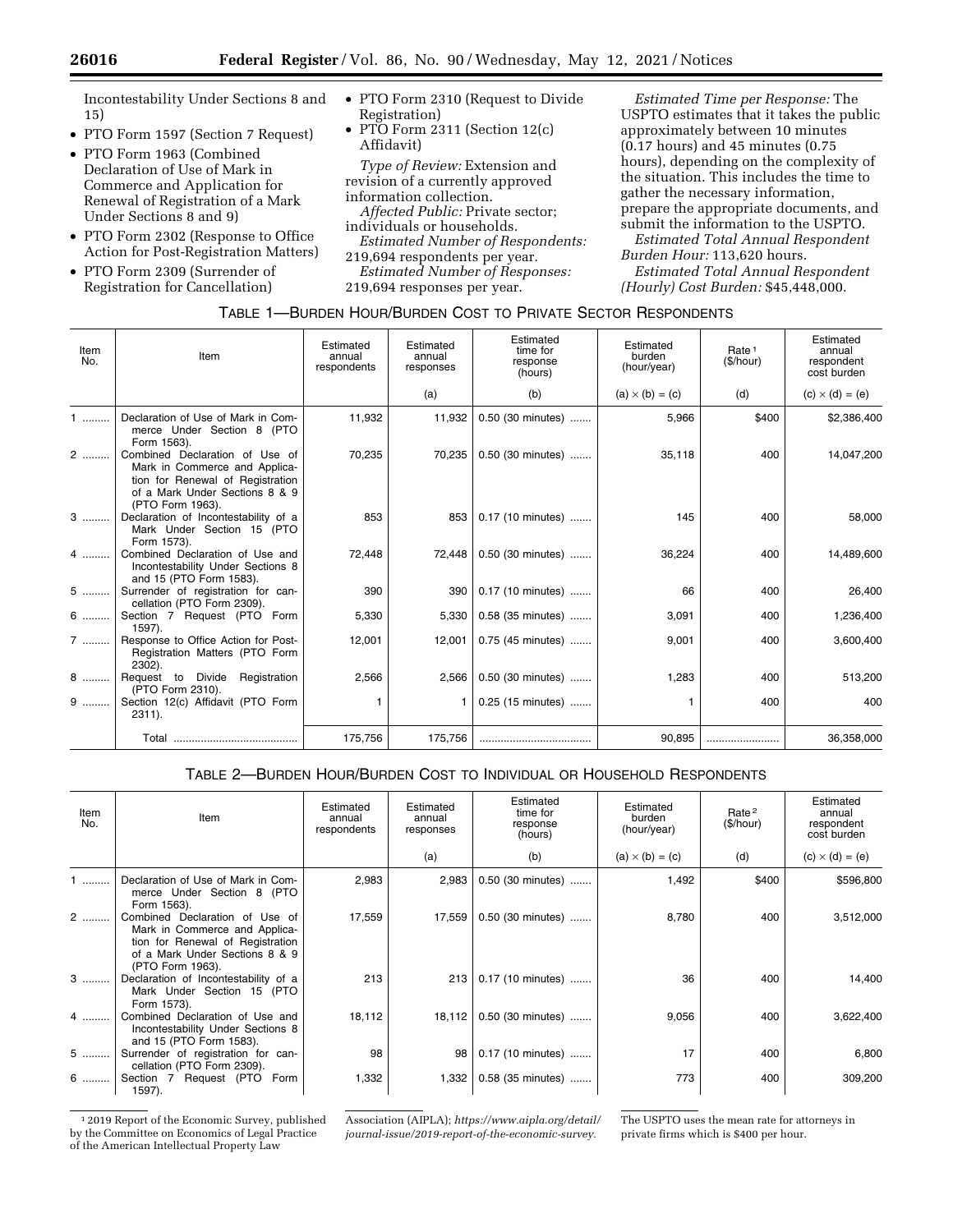Incontestability Under Sections 8 and 15)

- PTO Form 1597 (Section 7 Request)
- PTO Form 1963 (Combined Declaration of Use of Mark in Commerce and Application for Renewal of Registration of a Mark Under Sections 8 and 9)
- PTO Form 2302 (Response to Office Action for Post-Registration Matters)
- PTO Form 2309 (Surrender of Registration for Cancellation)
- PTO Form 2310 (Request to Divide Registration)
- PTO Form 2311 (Section 12(c) Affidavit)

*Type of Review:* Extension and revision of a currently approved information collection.

*Affected Public:* Private sector; individuals or households.

*Estimated Number of Respondents:* 219,694 respondents per year.

*Estimated Number of Responses:* 219,694 responses per year.

*Estimated Time per Response:* The USPTO estimates that it takes the public approximately between 10 minutes (0.17 hours) and 45 minutes (0.75 hours), depending on the complexity of the situation. This includes the time to gather the necessary information, prepare the appropriate documents, and submit the information to the USPTO.

*Estimated Total Annual Respondent Burden Hour:* 113,620 hours.

*Estimated Total Annual Respondent (Hourly) Cost Burden:* $45,448,000.

TABLE 1—BURDEN HOUR/BURDEN COST TO PRIVATE SECTOR RESPONDENTS

| Item No. | Item | Estimated annual respondents | Estimated annual responses | Estimated time for response (hours) | Estimated burden (hour/year) | Rate [1] ($/hour) | Estimated annual respondent cost burden |
|---|---|---|---|---|---|---|---|
| | | | (a) | (b) | (a) × (b) = (c) | (d) | (c) × (d) = (e) |
| 1 | Declaration of Use of Mark in Commerce Under Section 8 (PTO Form 1563). | 11,932 | 11,932 | 0.50 (30 minutes) | 5,966 | $400 | $2,386,400 |
| 2 | Combined Declaration of Use of Mark in Commerce and Application for Renewal of Registration of a Mark Under Sections 8 & 9 (PTO Form 1963). | 70,235 | 70,235 | 0.50 (30 minutes) | 35,118 | 400 | 14,047,200 |
| 3 | Declaration of Incontestability of a Mark Under Section 15 (PTO Form 1573). | 853 | 853 | 0.17 (10 minutes) | 145 | 400 | 58,000 |
| 4 | Combined Declaration of Use and Incontestability Under Sections 8 and 15 (PTO Form 1583). | 72,448 | 72,448 | 0.50 (30 minutes) | 36,224 | 400 | 14,489,600 |
| 5 | Surrender of registration for cancellation (PTO Form 2309). | 390 | 390 | 0.17 (10 minutes) | 66 | 400 | 26,400 |
| 6 | Section 7 Request (PTO Form 1597). | 5,330 | 5,330 | 0.58 (35 minutes) | 3,091 | 400 | 1,236,400 |
| 7 | Response to Office Action for Post-Registration Matters (PTO Form 2302). | 12,001 | 12,001 | 0.75 (45 minutes) | 9,001 | 400 | 3,600,400 |
| 8 | Request to Divide Registration (PTO Form 2310). | 2,566 | 2,566 | 0.50 (30 minutes) | 1,283 | 400 | 513,200 |
| 9 | Section 12(c) Affidavit (PTO Form 2311). | 1 | 1 | 0.25 (15 minutes) | 1 | 400 | 400 |
| | Total | 175,756 | 175,756 | | 90,895 | | 36,358,000 |

TABLE 2—BURDEN HOUR/BURDEN COST TO INDIVIDUAL OR HOUSEHOLD RESPONDENTS

| Item No. | Item | Estimated annual respondents | Estimated annual responses | Estimated time for response (hours) | Estimated burden (hour/year) | Rate [2] ($/hour) | Estimated annual respondent cost burden |
|---|---|---|---|---|---|---|---|
| | | | (a) | (b) | (a) × (b) = (c) | (d) | (c) × (d) = (e) |
| 1 | Declaration of Use of Mark in Commerce Under Section 8 (PTO Form 1563). | 2,983 | 2,983 | 0.50 (30 minutes) | 1,492 | $400 | $596,800 |
| 2 | Combined Declaration of Use of Mark in Commerce and Application for Renewal of Registration of a Mark Under Sections 8 & 9 (PTO Form 1963). | 17,559 | 17,559 | 0.50 (30 minutes) | 8,780 | 400 | 3,512,000 |
| 3 | Declaration of Incontestability of a Mark Under Section 15 (PTO Form 1573). | 213 | 213 | 0.17 (10 minutes) | 36 | 400 | 14,400 |
| 4 | Combined Declaration of Use and Incontestability Under Sections 8 and 15 (PTO Form 1583). | 18,112 | 18,112 | 0.50 (30 minutes) | 9,056 | 400 | 3,622,400 |
| 5 | Surrender of registration for cancellation (PTO Form 2309). | 98 | 98 | 0.17 (10 minutes) | 17 | 400 | 6,800 |
| 6 | Section 7 Request (PTO Form 1597). | 1,332 | 1,332 | 0.58 (35 minutes) | 773 | 400 | 309,200 |

[1] 2019 Report of the Economic Survey, published by the Committee on Economics of Legal Practice of the American Intellectual Property Law Association (AIPLA); *https://www.aipla.org/detail/journal-issue/2019-report-of-the-economic-survey.* The USPTO uses the mean rate for attorneys in private firms which is $400 per hour.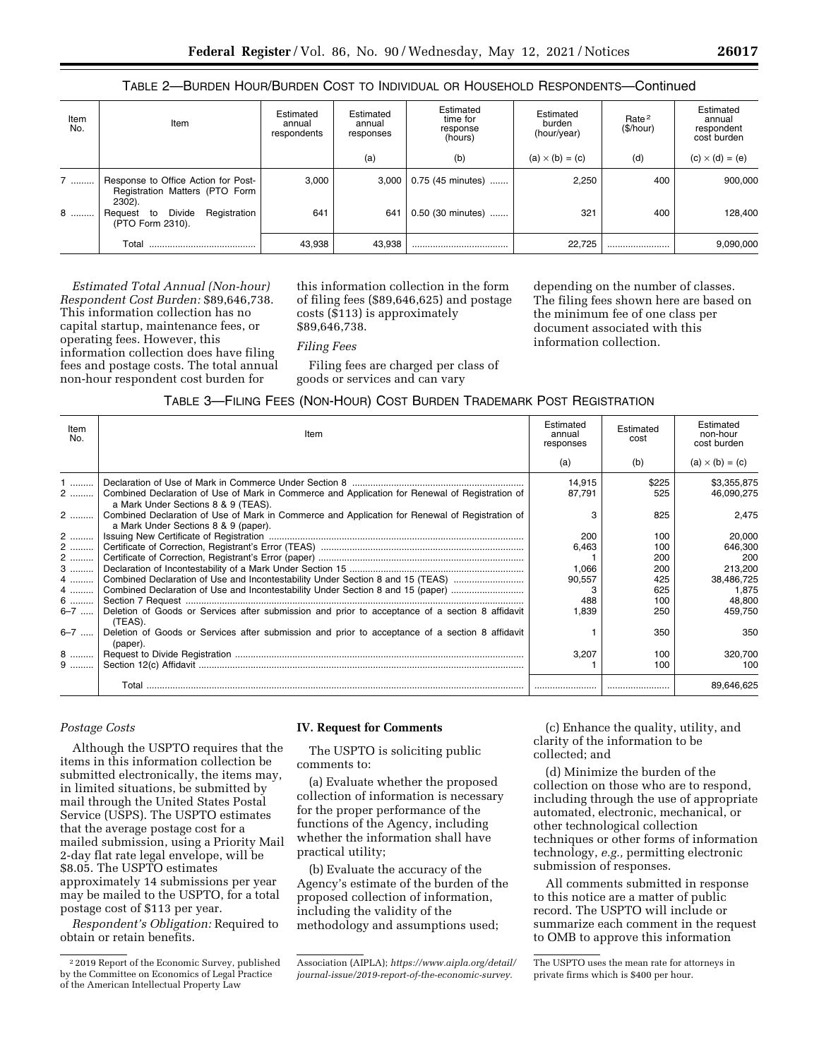TABLE 2—BURDEN HOUR/BURDEN COST TO INDIVIDUAL OR HOUSEHOLD RESPONDENTS—Continued

| Item No. | Item | Estimated annual respondents | Estimated annual responses | Estimated time for response (hours) | Estimated burden (hour/year) | Rate [2] ($/hour) | Estimated annual respondent cost burden |
|---|---|---|---|---|---|---|---|
| | | | (a) | (b) | (a) × (b) = (c) | (d) | (c) × (d) = (e) |
| 7 | Response to Office Action for Post-Registration Matters (PTO Form 2302). | 3,000 | 3,000 | 0.75 (45 minutes) | 2,250 | 400 | 900,000 |
| 8 | Request to Divide Registration (PTO Form 2310). | 641 | 641 | 0.50 (30 minutes) | 321 | 400 | 128,400 |
| | Total | 43,938 | 43,938 | | 22,725 | | 9,090,000 |

*Estimated Total Annual (Non-hour) Respondent Cost Burden:* $89,646,738. This information collection has no capital startup, maintenance fees, or operating fees. However, this information collection does have filing fees and postage costs. The total annual non-hour respondent cost burden for this information collection in the form of filing fees ($89,646,625) and postage costs ($113) is approximately $89,646,738.

*Filing Fees*

Filing fees are charged per class of goods or services and can vary depending on the number of classes. The filing fees shown here are based on the minimum fee of one class per document associated with this information collection.

TABLE 3—FILING FEES (NON-HOUR) COST BURDEN TRADEMARK POST REGISTRATION

| Item No. | Item | Estimated annual responses | Estimated cost | Estimated non-hour cost burden |
|---|---|---|---|---|
| | | (a) | (b) | (a) × (b) = (c) |
| 1 | Declaration of Use of Mark in Commerce Under Section 8 | 14,915 | $225 | $3,355,875 |
| 2 | Combined Declaration of Use of Mark in Commerce and Application for Renewal of Registration of a Mark Under Sections 8 & 9 (TEAS). | 87,791 | 525 | 46,090,275 |
| 2 | Combined Declaration of Use of Mark in Commerce and Application for Renewal of Registration of a Mark Under Sections 8 & 9 (paper). | 3 | 825 | 2,475 |
| 2 | Issuing New Certificate of Registration | 200 | 100 | 20,000 |
| 2 | Certificate of Correction, Registrant's Error (TEAS) | 6,463 | 100 | 646,300 |
| 2 | Certificate of Correction, Registrant's Error (paper) | 1 | 200 | 200 |
| 3 | Declaration of Incontestability of a Mark Under Section 15 | 1,066 | 200 | 213,200 |
| 4 | Combined Declaration of Use and Incontestability Under Section 8 and 15 (TEAS) | 90,557 | 425 | 38,486,725 |
| 4 | Combined Declaration of Use and Incontestability Under Section 8 and 15 (paper) | 3 | 625 | 1,875 |
| 6 | Section 7 Request | 488 | 100 | 48,800 |
| 6–7 | Deletion of Goods or Services after submission and prior to acceptance of a section 8 affidavit (TEAS). | 1,839 | 250 | 459,750 |
| 6–7 | Deletion of Goods or Services after submission and prior to acceptance of a section 8 affidavit (paper). | 1 | 350 | 350 |
| 8 | Request to Divide Registration | 3,207 | 100 | 320,700 |
| 9 | Section 12(c) Affidavit | 1 | 100 | 100 |
| | Total | | | 89,646,625 |

*Postage Costs*

Although the USPTO requires that the items in this information collection be submitted electronically, the items may, in limited situations, be submitted by mail through the United States Postal Service (USPS). The USPTO estimates that the average postage cost for a mailed submission, using a Priority Mail 2-day flat rate legal envelope, will be $8.05. The USPTO estimates approximately 14 submissions per year may be mailed to the USPTO, for a total postage cost of $113 per year.

*Respondent's Obligation:* Required to obtain or retain benefits.

**IV. Request for Comments**

The USPTO is soliciting public comments to:

(a) Evaluate whether the proposed collection of information is necessary for the proper performance of the functions of the Agency, including whether the information shall have practical utility;

(b) Evaluate the accuracy of the Agency's estimate of the burden of the proposed collection of information, including the validity of the methodology and assumptions used;

(c) Enhance the quality, utility, and clarity of the information to be collected; and

(d) Minimize the burden of the collection on those who are to respond, including through the use of appropriate automated, electronic, mechanical, or other technological collection techniques or other forms of information technology, *e.g.,* permitting electronic submission of responses.

All comments submitted in response to this notice are a matter of public record. The USPTO will include or summarize each comment in the request to OMB to approve this information

[2] 2019 Report of the Economic Survey, published by the Committee on Economics of Legal Practice of the American Intellectual Property Law Association (AIPLA); *https://www.aipla.org/detail/journal-issue/2019-report-of-the-economic-survey.* The USPTO uses the mean rate for attorneys in private firms which is $400 per hour.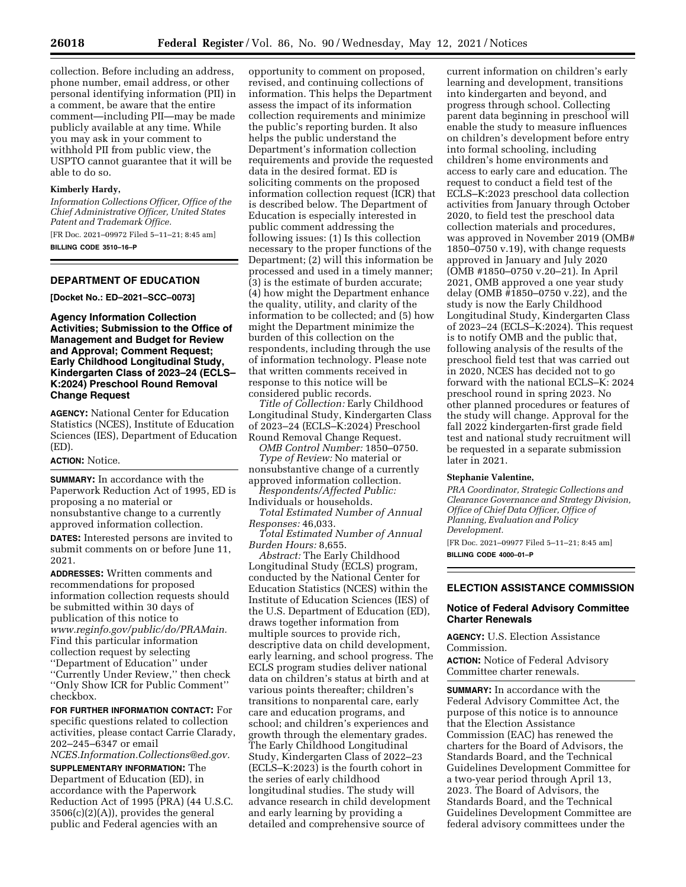collection. Before including an address, phone number, email address, or other personal identifying information (PII) in a comment, be aware that the entire comment—including PII—may be made publicly available at any time. While you may ask in your comment to withhold PII from public view, the USPTO cannot guarantee that it will be able to do so.

**Kimberly Hardy,**

*Information Collections Officer, Office of the Chief Administrative Officer, United States Patent and Trademark Office.*

[FR Doc. 2021–09972 Filed 5–11–21; 8:45 am]

**BILLING CODE 3510–16–P**

## DEPARTMENT OF EDUCATION

**[Docket No.: ED–2021–SCC–0073]**

### Agency Information Collection Activities; Submission to the Office of Management and Budget for Review and Approval; Comment Request; Early Childhood Longitudinal Study, Kindergarten Class of 2023–24 (ECLS–K:2024) Preschool Round Removal Change Request

**AGENCY:** National Center for Education Statistics (NCES), Institute of Education Sciences (IES), Department of Education (ED).

**ACTION:** Notice.

**SUMMARY:** In accordance with the Paperwork Reduction Act of 1995, ED is proposing a no material or nonsubstantive change to a currently approved information collection.

**DATES:** Interested persons are invited to submit comments on or before June 11, 2021.

**ADDRESSES:** Written comments and recommendations for proposed information collection requests should be submitted within 30 days of publication of this notice to *www.reginfo.gov/public/do/PRAMain.* Find this particular information collection request by selecting ''Department of Education'' under ''Currently Under Review,'' then check ''Only Show ICR for Public Comment'' checkbox.

**FOR FURTHER INFORMATION CONTACT:** For specific questions related to collection activities, please contact Carrie Clarady, 202–245–6347 or email *NCES.Information.Collections@ed.gov.*

**SUPPLEMENTARY INFORMATION:** The Department of Education (ED), in accordance with the Paperwork Reduction Act of 1995 (PRA) (44 U.S.C. 3506(c)(2)(A)), provides the general public and Federal agencies with an opportunity to comment on proposed, revised, and continuing collections of information. This helps the Department assess the impact of its information collection requirements and minimize the public's reporting burden. It also helps the public understand the Department's information collection requirements and provide the requested data in the desired format. ED is soliciting comments on the proposed information collection request (ICR) that is described below. The Department of Education is especially interested in public comment addressing the following issues: (1) Is this collection necessary to the proper functions of the Department; (2) will this information be processed and used in a timely manner; (3) is the estimate of burden accurate; (4) how might the Department enhance the quality, utility, and clarity of the information to be collected; and (5) how might the Department minimize the burden of this collection on the respondents, including through the use of information technology. Please note that written comments received in response to this notice will be considered public records.

*Title of Collection:* Early Childhood Longitudinal Study, Kindergarten Class of 2023–24 (ECLS–K:2024) Preschool Round Removal Change Request.

*OMB Control Number:* 1850–0750.

*Type of Review:* No material or nonsubstantive change of a currently approved information collection.

*Respondents/Affected Public:* Individuals or households.

*Total Estimated Number of Annual Responses:* 46,033.

*Total Estimated Number of Annual Burden Hours:* 8,655.

*Abstract:* The Early Childhood Longitudinal Study (ECLS) program, conducted by the National Center for Education Statistics (NCES) within the Institute of Education Sciences (IES) of the U.S. Department of Education (ED), draws together information from multiple sources to provide rich, descriptive data on child development, early learning, and school progress. The ECLS program studies deliver national data on children's status at birth and at various points thereafter; children's transitions to nonparental care, early care and education programs, and school; and children's experiences and growth through the elementary grades. The Early Childhood Longitudinal Study, Kindergarten Class of 2022–23 (ECLS–K:2023) is the fourth cohort in the series of early childhood longitudinal studies. The study will advance research in child development and early learning by providing a detailed and comprehensive source of current information on children's early learning and development, transitions into kindergarten and beyond, and progress through school. Collecting parent data beginning in preschool will enable the study to measure influences on children's development before entry into formal schooling, including children's home environments and access to early care and education. The request to conduct a field test of the ECLS–K:2023 preschool data collection activities from January through October 2020, to field test the preschool data collection materials and procedures, was approved in November 2019 (OMB# 1850–0750 v.19), with change requests approved in January and July 2020 (OMB #1850–0750 v.20–21). In April 2021, OMB approved a one year study delay (OMB #1850–0750 v.22), and the study is now the Early Childhood Longitudinal Study, Kindergarten Class of 2023–24 (ECLS–K:2024). This request is to notify OMB and the public that, following analysis of the results of the preschool field test that was carried out in 2020, NCES has decided not to go forward with the national ECLS–K: 2024 preschool round in spring 2023. No other planned procedures or features of the study will change. Approval for the fall 2022 kindergarten-first grade field test and national study recruitment will be requested in a separate submission later in 2021.

**Stephanie Valentine,**

*PRA Coordinator, Strategic Collections and Clearance Governance and Strategy Division, Office of Chief Data Officer, Office of Planning, Evaluation and Policy Development.*

[FR Doc. 2021–09977 Filed 5–11–21; 8:45 am]

**BILLING CODE 4000–01–P**

## ELECTION ASSISTANCE COMMISSION

### Notice of Federal Advisory Committee Charter Renewals

**AGENCY:** U.S. Election Assistance Commission.

**ACTION:** Notice of Federal Advisory Committee charter renewals.

**SUMMARY:** In accordance with the Federal Advisory Committee Act, the purpose of this notice is to announce that the Election Assistance Commission (EAC) has renewed the charters for the Board of Advisors, the Standards Board, and the Technical Guidelines Development Committee for a two-year period through April 13, 2023. The Board of Advisors, the Standards Board, and the Technical Guidelines Development Committee are federal advisory committees under the